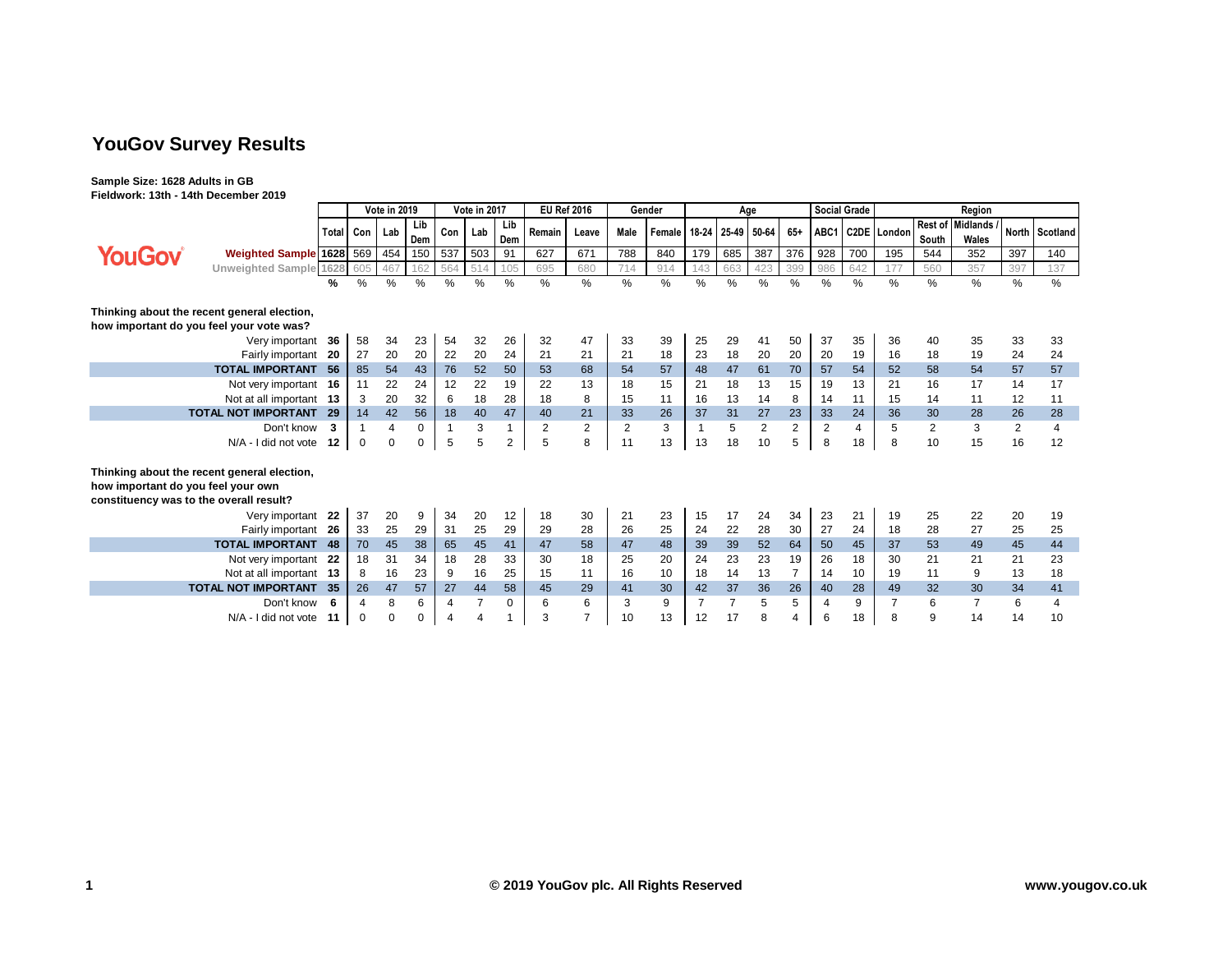# YouGov Survey Results

**Sample Size: 1628 Adults in GB**
**Fieldwork: 13th - 14th December 2019**

| | Total | Vote in 2019 | | | Vote in 2017 | | | EU Ref 2016 | | Gender | | Age | | | | Social Grade | | Region | | | | |
|---|---|---|---|---|---|---|---|---|---|---|---|---|---|---|---|---|---|---|---|---|---|---|
| | | Con | Lab | Lib Dem | Con | Lab | Lib Dem | Remain | Leave | Male | Female | 18-24 | 25-49 | 50-64 | 65+ | ABC1 | C2DE | London | Rest of South | Midlands / Wales | North | Scotland |
| Weighted Sample | 1628 | 569 | 454 | 150 | 537 | 503 | 91 | 627 | 671 | 788 | 840 | 179 | 685 | 387 | 376 | 928 | 700 | 195 | 544 | 352 | 397 | 140 |
| Unweighted Sample | 1628 | 605 | 467 | 162 | 564 | 514 | 105 | 695 | 680 | 714 | 914 | 143 | 663 | 423 | 399 | 986 | 642 | 177 | 560 | 357 | 397 | 137 |
| | % | % | % | % | % | % | % | % | % | % | % | % | % | % | % | % | % | % | % | % | % | % |
| **Thinking about the recent general election, how important do you feel your vote was?** | | | | | | | | | | | | | | | | | | | | | | |
| Very important | 36 | 58 | 34 | 23 | 54 | 32 | 26 | 32 | 47 | 33 | 39 | 25 | 29 | 41 | 50 | 37 | 35 | 36 | 40 | 35 | 33 | 33 |
| Fairly important | 20 | 27 | 20 | 20 | 22 | 20 | 24 | 21 | 21 | 21 | 18 | 23 | 18 | 20 | 20 | 20 | 19 | 16 | 18 | 19 | 24 | 24 |
| **TOTAL IMPORTANT** | 56 | 85 | 54 | 43 | 76 | 52 | 50 | 53 | 68 | 54 | 57 | 48 | 47 | 61 | 70 | 57 | 54 | 52 | 58 | 54 | 57 | 57 |
| Not very important | 16 | 11 | 22 | 24 | 12 | 22 | 19 | 22 | 13 | 18 | 15 | 21 | 18 | 13 | 15 | 19 | 13 | 21 | 16 | 17 | 14 | 17 |
| Not at all important | 13 | 3 | 20 | 32 | 6 | 18 | 28 | 18 | 8 | 15 | 11 | 16 | 13 | 14 | 8 | 14 | 11 | 15 | 14 | 11 | 12 | 11 |
| **TOTAL NOT IMPORTANT** | 29 | 14 | 42 | 56 | 18 | 40 | 47 | 40 | 21 | 33 | 26 | 37 | 31 | 27 | 23 | 33 | 24 | 36 | 30 | 28 | 26 | 28 |
| Don't know | 3 | 1 | 4 | 0 | 1 | 3 | 1 | 2 | 2 | 2 | 3 | 1 | 5 | 2 | 2 | 2 | 4 | 5 | 2 | 3 | 2 | 4 |
| N/A - I did not vote | 12 | 0 | 0 | 0 | 5 | 5 | 2 | 5 | 8 | 11 | 13 | 13 | 18 | 10 | 5 | 8 | 18 | 8 | 10 | 15 | 16 | 12 |
| **Thinking about the recent general election, how important do you feel your own constituency was to the overall result?** | | | | | | | | | | | | | | | | | | | | | | |
| Very important | 22 | 37 | 20 | 9 | 34 | 20 | 12 | 18 | 30 | 21 | 23 | 15 | 17 | 24 | 34 | 23 | 21 | 19 | 25 | 22 | 20 | 19 |
| Fairly important | 26 | 33 | 25 | 29 | 31 | 25 | 29 | 29 | 28 | 26 | 25 | 24 | 22 | 28 | 30 | 27 | 24 | 18 | 28 | 27 | 25 | 25 |
| **TOTAL IMPORTANT** | 48 | 70 | 45 | 38 | 65 | 45 | 41 | 47 | 58 | 47 | 48 | 39 | 39 | 52 | 64 | 50 | 45 | 37 | 53 | 49 | 45 | 44 |
| Not very important | 22 | 18 | 31 | 34 | 18 | 28 | 33 | 30 | 18 | 25 | 20 | 24 | 23 | 23 | 19 | 26 | 18 | 30 | 21 | 21 | 21 | 23 |
| Not at all important | 13 | 8 | 16 | 23 | 9 | 16 | 25 | 15 | 11 | 16 | 10 | 18 | 14 | 13 | 7 | 14 | 10 | 19 | 11 | 9 | 13 | 18 |
| **TOTAL NOT IMPORTANT** | 35 | 26 | 47 | 57 | 27 | 44 | 58 | 45 | 29 | 41 | 30 | 42 | 37 | 36 | 26 | 40 | 28 | 49 | 32 | 30 | 34 | 41 |
| Don't know | 6 | 4 | 8 | 6 | 4 | 7 | 0 | 6 | 6 | 3 | 9 | 7 | 7 | 5 | 5 | 4 | 9 | 7 | 6 | 7 | 6 | 4 |
| N/A - I did not vote | 11 | 0 | 0 | 0 | 4 | 4 | 1 | 3 | 7 | 10 | 13 | 12 | 17 | 8 | 4 | 6 | 18 | 8 | 9 | 14 | 14 | 10 |

© 2019 YouGov plc. All Rights Reserved

www.yougov.co.uk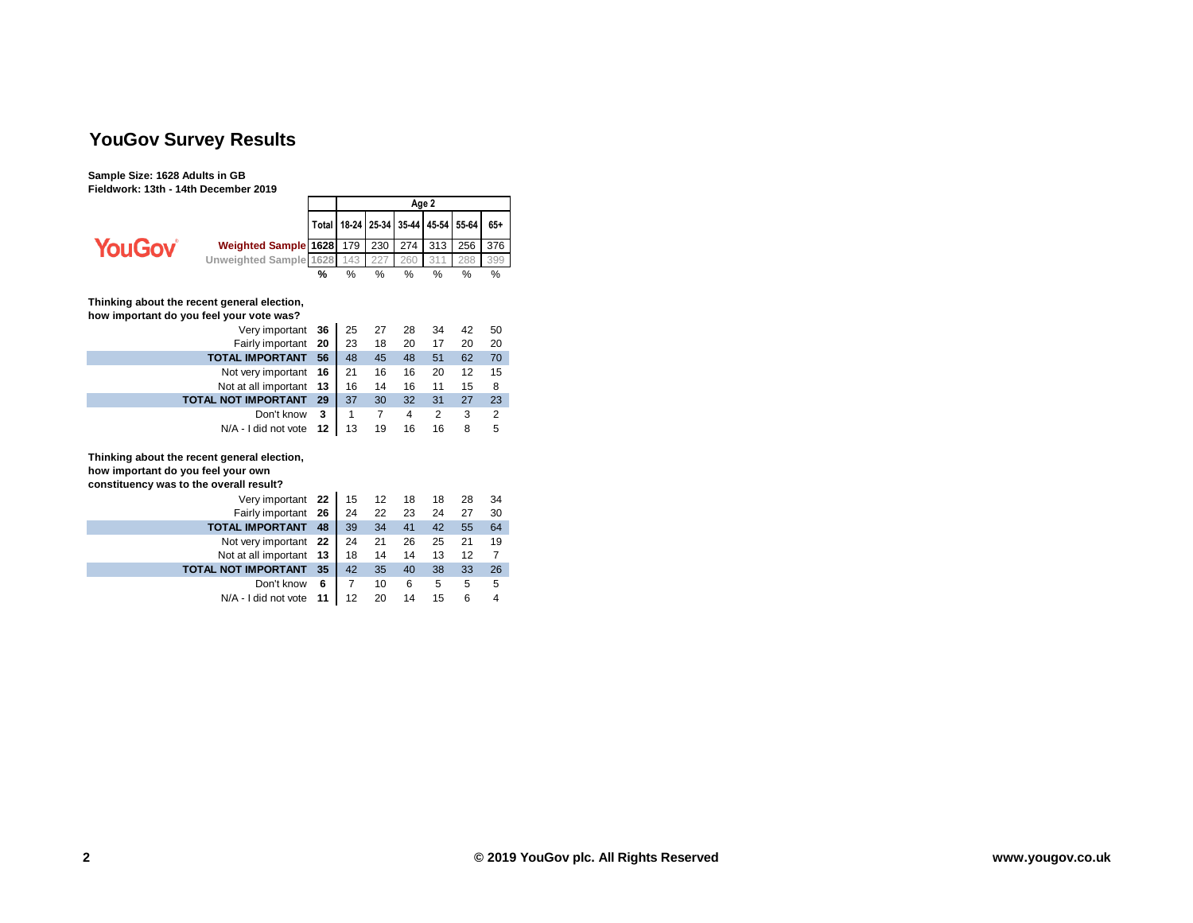# YouGov Survey Results

**Sample Size: 1628 Adults in GB**
**Fieldwork: 13th - 14th December 2019**

| | | Age 2 | | | | | |
|---|---|---|---|---|---|---|---|
| | Total | 18-24 | 25-34 | 35-44 | 45-54 | 55-64 | 65+ |
| Weighted Sample | 1628 | 179 | 230 | 274 | 313 | 256 | 376 |
| Unweighted Sample | 1628 | 143 | 227 | 260 | 311 | 288 | 399 |
| | % | % | % | % | % | % | % |
| **Thinking about the recent general election, how important do you feel your vote was?** | | | | | | | |
| Very important | 36 | 25 | 27 | 28 | 34 | 42 | 50 |
| Fairly important | 20 | 23 | 18 | 20 | 17 | 20 | 20 |
| **TOTAL IMPORTANT** | 56 | 48 | 45 | 48 | 51 | 62 | 70 |
| Not very important | 16 | 21 | 16 | 16 | 20 | 12 | 15 |
| Not at all important | 13 | 16 | 14 | 16 | 11 | 15 | 8 |
| **TOTAL NOT IMPORTANT** | 29 | 37 | 30 | 32 | 31 | 27 | 23 |
| Don't know | 3 | 1 | 7 | 4 | 2 | 3 | 2 |
| N/A - I did not vote | 12 | 13 | 19 | 16 | 16 | 8 | 5 |
| **Thinking about the recent general election, how important do you feel your own constituency was to the overall result?** | | | | | | | |
| Very important | 22 | 15 | 12 | 18 | 18 | 28 | 34 |
| Fairly important | 26 | 24 | 22 | 23 | 24 | 27 | 30 |
| **TOTAL IMPORTANT** | 48 | 39 | 34 | 41 | 42 | 55 | 64 |
| Not very important | 22 | 24 | 21 | 26 | 25 | 21 | 19 |
| Not at all important | 13 | 18 | 14 | 14 | 13 | 12 | 7 |
| **TOTAL NOT IMPORTANT** | 35 | 42 | 35 | 40 | 38 | 33 | 26 |
| Don't know | 6 | 7 | 10 | 6 | 5 | 5 | 5 |
| N/A - I did not vote | 11 | 12 | 20 | 14 | 15 | 6 | 4 |

© 2019 YouGov plc. All Rights Reserved

www.yougov.co.uk